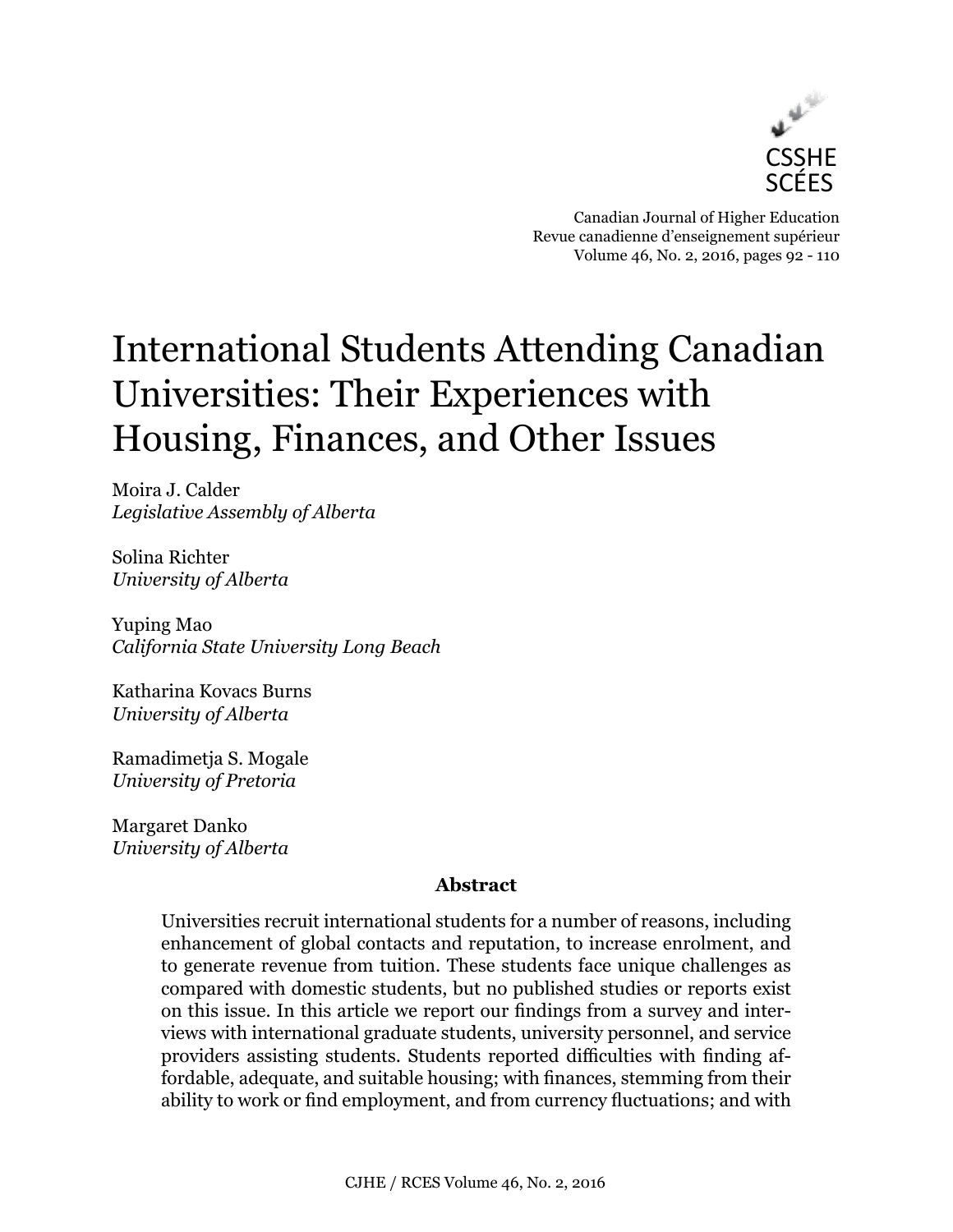CSSHE
SCÉES

Canadian Journal of Higher Education
Revue canadienne d'enseignement supérieur
Volume 46, No. 2, 2016, pages 92 - 110

# International Students Attending Canadian Universities: Their Experiences with Housing, Finances, and Other Issues

Moira J. Calder
*Legislative Assembly of Alberta*

Solina Richter
*University of Alberta*

Yuping Mao
*California State University Long Beach*

Katharina Kovacs Burns
*University of Alberta*

Ramadimetja S. Mogale
*University of Pretoria*

Margaret Danko
*University of Alberta*

## Abstract

Universities recruit international students for a number of reasons, including enhancement of global contacts and reputation, to increase enrolment, and to generate revenue from tuition. These students face unique challenges as compared with domestic students, but no published studies or reports exist on this issue. In this article we report our findings from a survey and interviews with international graduate students, university personnel, and service providers assisting students. Students reported difficulties with finding affordable, adequate, and suitable housing; with finances, stemming from their ability to work or find employment, and from currency fluctuations; and with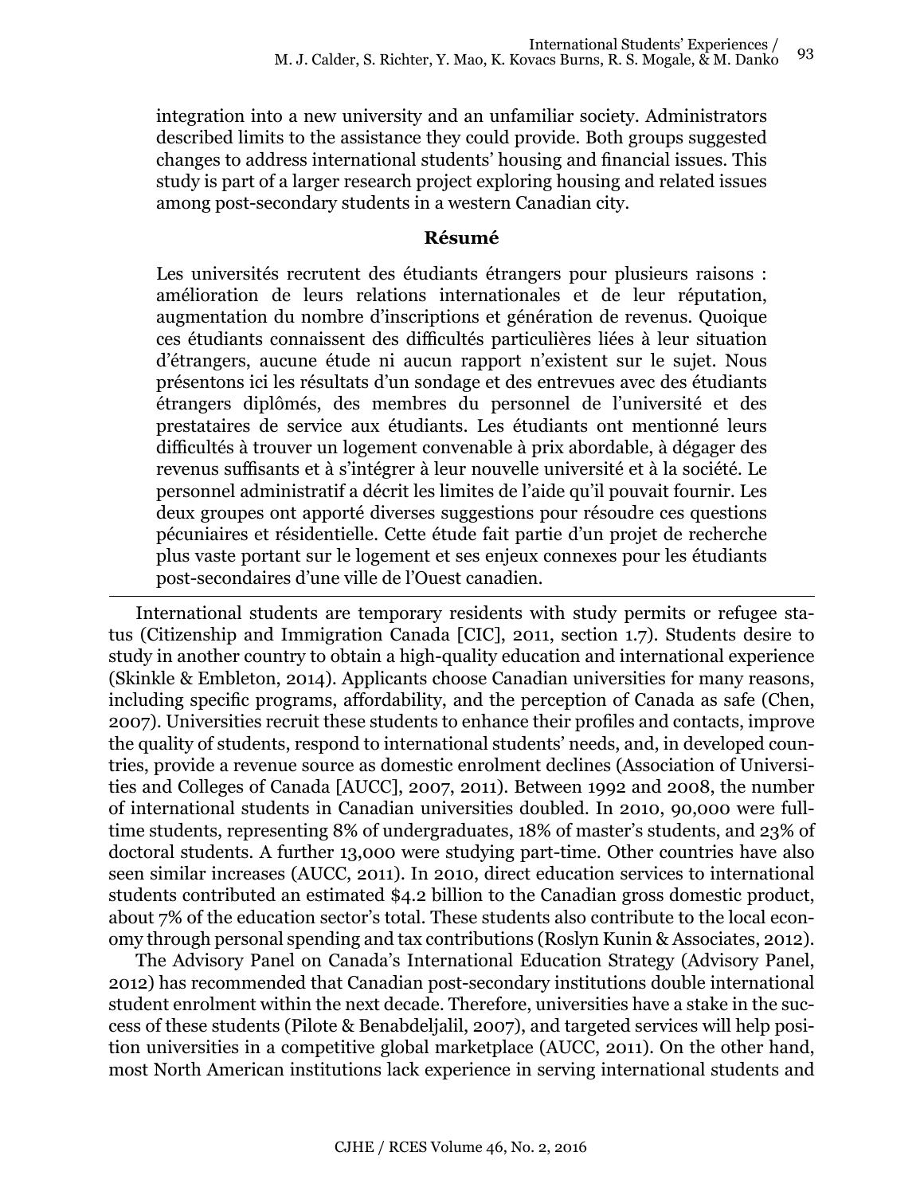integration into a new university and an unfamiliar society. Administrators described limits to the assistance they could provide. Both groups suggested changes to address international students' housing and financial issues. This study is part of a larger research project exploring housing and related issues among post-secondary students in a western Canadian city.

**Résumé**

Les universités recrutent des étudiants étrangers pour plusieurs raisons : amélioration de leurs relations internationales et de leur réputation, augmentation du nombre d'inscriptions et génération de revenus. Quoique ces étudiants connaissent des difficultés particulières liées à leur situation d'étrangers, aucune étude ni aucun rapport n'existent sur le sujet. Nous présentons ici les résultats d'un sondage et des entrevues avec des étudiants étrangers diplômés, des membres du personnel de l'université et des prestataires de service aux étudiants. Les étudiants ont mentionné leurs difficultés à trouver un logement convenable à prix abordable, à dégager des revenus suffisants et à s'intégrer à leur nouvelle université et à la société. Le personnel administratif a décrit les limites de l'aide qu'il pouvait fournir. Les deux groupes ont apporté diverses suggestions pour résoudre ces questions pécuniaires et résidentielle. Cette étude fait partie d'un projet de recherche plus vaste portant sur le logement et ses enjeux connexes pour les étudiants post-secondaires d'une ville de l'Ouest canadien.

---

International students are temporary residents with study permits or refugee status (Citizenship and Immigration Canada [CIC], 2011, section 1.7). Students desire to study in another country to obtain a high-quality education and international experience (Skinkle & Embleton, 2014). Applicants choose Canadian universities for many reasons, including specific programs, affordability, and the perception of Canada as safe (Chen, 2007). Universities recruit these students to enhance their profiles and contacts, improve the quality of students, respond to international students' needs, and, in developed countries, provide a revenue source as domestic enrolment declines (Association of Universities and Colleges of Canada [AUCC], 2007, 2011). Between 1992 and 2008, the number of international students in Canadian universities doubled. In 2010, 90,000 were full-time students, representing 8% of undergraduates, 18% of master's students, and 23% of doctoral students. A further 13,000 were studying part-time. Other countries have also seen similar increases (AUCC, 2011). In 2010, direct education services to international students contributed an estimated $4.2 billion to the Canadian gross domestic product, about 7% of the education sector's total. These students also contribute to the local economy through personal spending and tax contributions (Roslyn Kunin & Associates, 2012).

The Advisory Panel on Canada's International Education Strategy (Advisory Panel, 2012) has recommended that Canadian post-secondary institutions double international student enrolment within the next decade. Therefore, universities have a stake in the success of these students (Pilote & Benabdeljalil, 2007), and targeted services will help position universities in a competitive global marketplace (AUCC, 2011). On the other hand, most North American institutions lack experience in serving international students and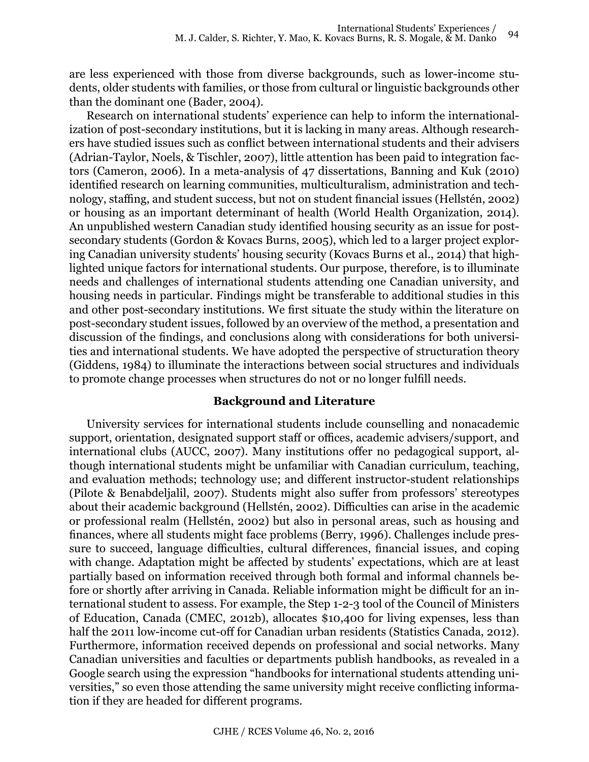are less experienced with those from diverse backgrounds, such as lower-income students, older students with families, or those from cultural or linguistic backgrounds other than the dominant one (Bader, 2004).

Research on international students' experience can help to inform the internationalization of post-secondary institutions, but it is lacking in many areas. Although researchers have studied issues such as conflict between international students and their advisers (Adrian-Taylor, Noels, & Tischler, 2007), little attention has been paid to integration factors (Cameron, 2006). In a meta-analysis of 47 dissertations, Banning and Kuk (2010) identified research on learning communities, multiculturalism, administration and technology, staffing, and student success, but not on student financial issues (Hellstén, 2002) or housing as an important determinant of health (World Health Organization, 2014). An unpublished western Canadian study identified housing security as an issue for post-secondary students (Gordon & Kovacs Burns, 2005), which led to a larger project exploring Canadian university students' housing security (Kovacs Burns et al., 2014) that highlighted unique factors for international students. Our purpose, therefore, is to illuminate needs and challenges of international students attending one Canadian university, and housing needs in particular. Findings might be transferable to additional studies in this and other post-secondary institutions. We first situate the study within the literature on post-secondary student issues, followed by an overview of the method, a presentation and discussion of the findings, and conclusions along with considerations for both universities and international students. We have adopted the perspective of structuration theory (Giddens, 1984) to illuminate the interactions between social structures and individuals to promote change processes when structures do not or no longer fulfill needs.

## Background and Literature

University services for international students include counselling and nonacademic support, orientation, designated support staff or offices, academic advisers/support, and international clubs (AUCC, 2007). Many institutions offer no pedagogical support, although international students might be unfamiliar with Canadian curriculum, teaching, and evaluation methods; technology use; and different instructor-student relationships (Pilote & Benabdeljalil, 2007). Students might also suffer from professors' stereotypes about their academic background (Hellstén, 2002). Difficulties can arise in the academic or professional realm (Hellstén, 2002) but also in personal areas, such as housing and finances, where all students might face problems (Berry, 1996). Challenges include pressure to succeed, language difficulties, cultural differences, financial issues, and coping with change. Adaptation might be affected by students' expectations, which are at least partially based on information received through both formal and informal channels before or shortly after arriving in Canada. Reliable information might be difficult for an international student to assess. For example, the Step 1-2-3 tool of the Council of Ministers of Education, Canada (CMEC, 2012b), allocates $10,400 for living expenses, less than half the 2011 low-income cut-off for Canadian urban residents (Statistics Canada, 2012). Furthermore, information received depends on professional and social networks. Many Canadian universities and faculties or departments publish handbooks, as revealed in a Google search using the expression "handbooks for international students attending universities," so even those attending the same university might receive conflicting information if they are headed for different programs.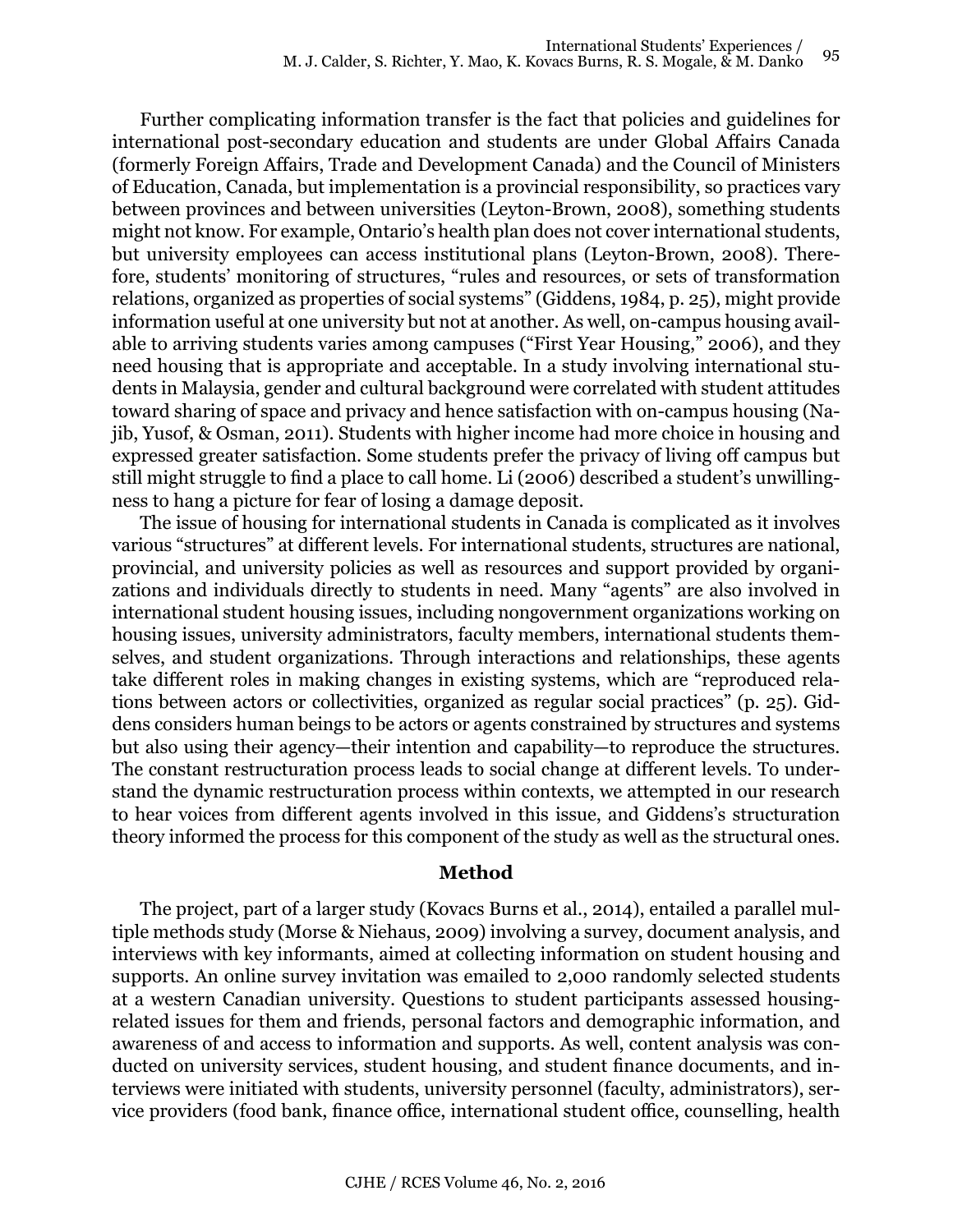Further complicating information transfer is the fact that policies and guidelines for international post-secondary education and students are under Global Affairs Canada (formerly Foreign Affairs, Trade and Development Canada) and the Council of Ministers of Education, Canada, but implementation is a provincial responsibility, so practices vary between provinces and between universities (Leyton-Brown, 2008), something students might not know. For example, Ontario's health plan does not cover international students, but university employees can access institutional plans (Leyton-Brown, 2008). Therefore, students' monitoring of structures, "rules and resources, or sets of transformation relations, organized as properties of social systems" (Giddens, 1984, p. 25), might provide information useful at one university but not at another. As well, on-campus housing available to arriving students varies among campuses ("First Year Housing," 2006), and they need housing that is appropriate and acceptable. In a study involving international students in Malaysia, gender and cultural background were correlated with student attitudes toward sharing of space and privacy and hence satisfaction with on-campus housing (Najib, Yusof, & Osman, 2011). Students with higher income had more choice in housing and expressed greater satisfaction. Some students prefer the privacy of living off campus but still might struggle to find a place to call home. Li (2006) described a student's unwillingness to hang a picture for fear of losing a damage deposit.

The issue of housing for international students in Canada is complicated as it involves various "structures" at different levels. For international students, structures are national, provincial, and university policies as well as resources and support provided by organizations and individuals directly to students in need. Many "agents" are also involved in international student housing issues, including nongovernment organizations working on housing issues, university administrators, faculty members, international students themselves, and student organizations. Through interactions and relationships, these agents take different roles in making changes in existing systems, which are "reproduced relations between actors or collectivities, organized as regular social practices" (p. 25). Giddens considers human beings to be actors or agents constrained by structures and systems but also using their agency—their intention and capability—to reproduce the structures. The constant restructuration process leads to social change at different levels. To understand the dynamic restructuration process within contexts, we attempted in our research to hear voices from different agents involved in this issue, and Giddens's structuration theory informed the process for this component of the study as well as the structural ones.

## Method

The project, part of a larger study (Kovacs Burns et al., 2014), entailed a parallel multiple methods study (Morse & Niehaus, 2009) involving a survey, document analysis, and interviews with key informants, aimed at collecting information on student housing and supports. An online survey invitation was emailed to 2,000 randomly selected students at a western Canadian university. Questions to student participants assessed housing-related issues for them and friends, personal factors and demographic information, and awareness of and access to information and supports. As well, content analysis was conducted on university services, student housing, and student finance documents, and interviews were initiated with students, university personnel (faculty, administrators), service providers (food bank, finance office, international student office, counselling, health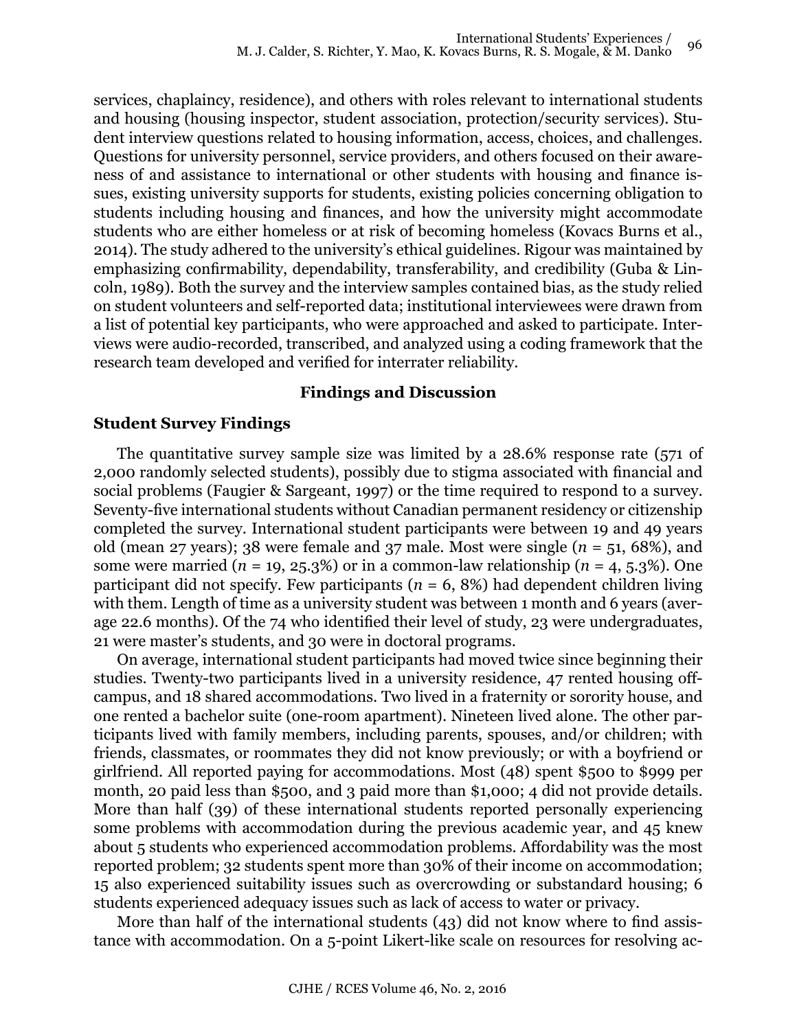services, chaplaincy, residence), and others with roles relevant to international students and housing (housing inspector, student association, protection/security services). Student interview questions related to housing information, access, choices, and challenges. Questions for university personnel, service providers, and others focused on their awareness of and assistance to international or other students with housing and finance issues, existing university supports for students, existing policies concerning obligation to students including housing and finances, and how the university might accommodate students who are either homeless or at risk of becoming homeless (Kovacs Burns et al., 2014). The study adhered to the university's ethical guidelines. Rigour was maintained by emphasizing confirmability, dependability, transferability, and credibility (Guba & Lincoln, 1989). Both the survey and the interview samples contained bias, as the study relied on student volunteers and self-reported data; institutional interviewees were drawn from a list of potential key participants, who were approached and asked to participate. Interviews were audio-recorded, transcribed, and analyzed using a coding framework that the research team developed and verified for interrater reliability.

## Findings and Discussion

### Student Survey Findings

The quantitative survey sample size was limited by a 28.6% response rate (571 of 2,000 randomly selected students), possibly due to stigma associated with financial and social problems (Faugier & Sargeant, 1997) or the time required to respond to a survey. Seventy-five international students without Canadian permanent residency or citizenship completed the survey. International student participants were between 19 and 49 years old (mean 27 years); 38 were female and 37 male. Most were single ($n$ = 51, 68%), and some were married ($n$ = 19, 25.3%) or in a common-law relationship ($n$ = 4, 5.3%). One participant did not specify. Few participants ($n$ = 6, 8%) had dependent children living with them. Length of time as a university student was between 1 month and 6 years (average 22.6 months). Of the 74 who identified their level of study, 23 were undergraduates, 21 were master's students, and 30 were in doctoral programs.

On average, international student participants had moved twice since beginning their studies. Twenty-two participants lived in a university residence, 47 rented housing off-campus, and 18 shared accommodations. Two lived in a fraternity or sorority house, and one rented a bachelor suite (one-room apartment). Nineteen lived alone. The other participants lived with family members, including parents, spouses, and/or children; with friends, classmates, or roommates they did not know previously; or with a boyfriend or girlfriend. All reported paying for accommodations. Most (48) spent \$500 to \$999 per month, 20 paid less than \$500, and 3 paid more than \$1,000; 4 did not provide details. More than half (39) of these international students reported personally experiencing some problems with accommodation during the previous academic year, and 45 knew about 5 students who experienced accommodation problems. Affordability was the most reported problem; 32 students spent more than 30% of their income on accommodation; 15 also experienced suitability issues such as overcrowding or substandard housing; 6 students experienced adequacy issues such as lack of access to water or privacy.

More than half of the international students (43) did not know where to find assistance with accommodation. On a 5-point Likert-like scale on resources for resolving ac-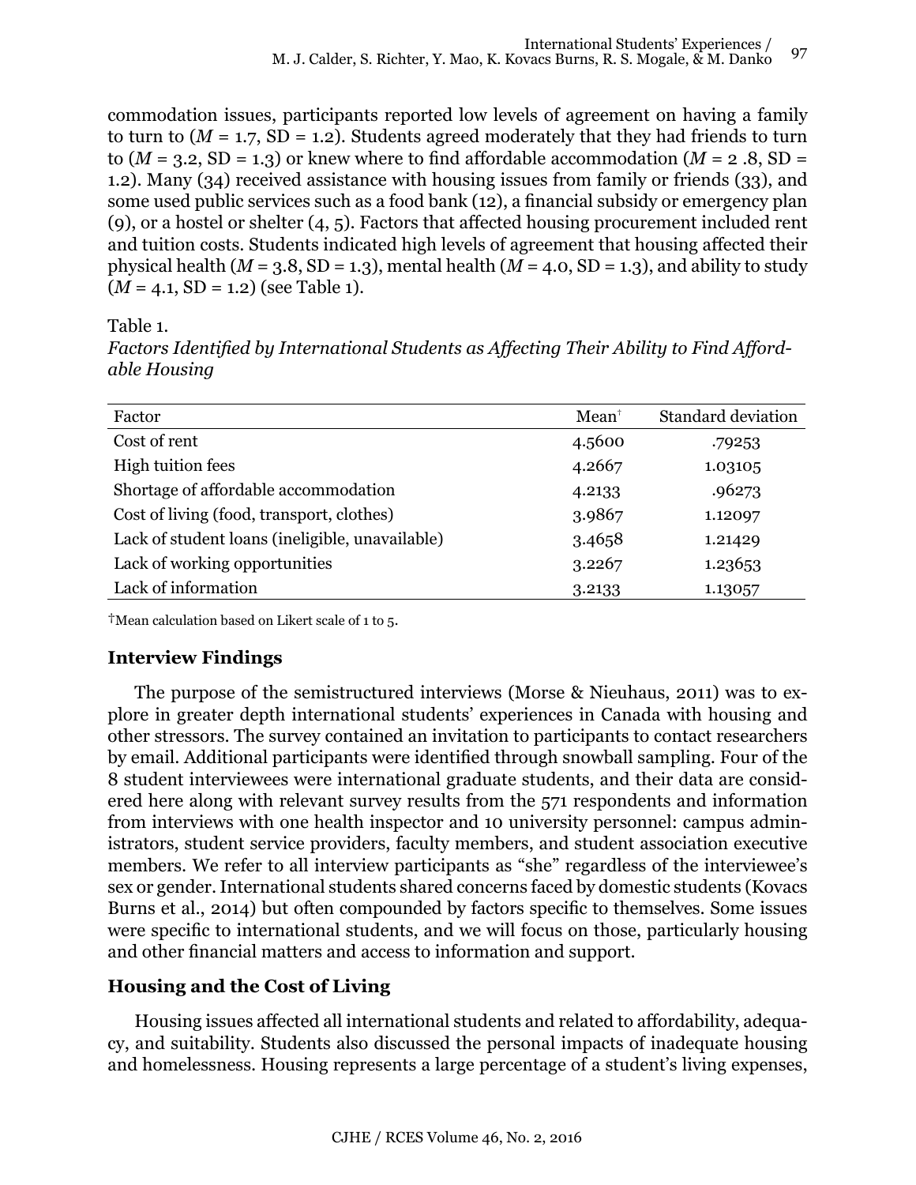commodation issues, participants reported low levels of agreement on having a family to turn to ($M$ = 1.7, SD = 1.2). Students agreed moderately that they had friends to turn to ($M$ = 3.2, SD = 1.3) or knew where to find affordable accommodation ($M$ = 2 .8, SD = 1.2). Many (34) received assistance with housing issues from family or friends (33), and some used public services such as a food bank (12), a financial subsidy or emergency plan (9), or a hostel or shelter (4, 5). Factors that affected housing procurement included rent and tuition costs. Students indicated high levels of agreement that housing affected their physical health ($M$ = 3.8, SD = 1.3), mental health ($M$ = 4.0, SD = 1.3), and ability to study ($M$ = 4.1, SD = 1.2) (see Table 1).

Table 1.
*Factors Identified by International Students as Affecting Their Ability to Find Affordable Housing*

| Factor | Mean[†] | Standard deviation |
|---|---|---|
| Cost of rent | 4.5600 | .79253 |
| High tuition fees | 4.2667 | 1.03105 |
| Shortage of affordable accommodation | 4.2133 | .96273 |
| Cost of living (food, transport, clothes) | 3.9867 | 1.12097 |
| Lack of student loans (ineligible, unavailable) | 3.4658 | 1.21429 |
| Lack of working opportunities | 3.2267 | 1.23653 |
| Lack of information | 3.2133 | 1.13057 |

[†]Mean calculation based on Likert scale of 1 to 5.

## Interview Findings

The purpose of the semistructured interviews (Morse & Nieuhaus, 2011) was to explore in greater depth international students' experiences in Canada with housing and other stressors. The survey contained an invitation to participants to contact researchers by email. Additional participants were identified through snowball sampling. Four of the 8 student interviewees were international graduate students, and their data are considered here along with relevant survey results from the 571 respondents and information from interviews with one health inspector and 10 university personnel: campus administrators, student service providers, faculty members, and student association executive members. We refer to all interview participants as "she" regardless of the interviewee's sex or gender. International students shared concerns faced by domestic students (Kovacs Burns et al., 2014) but often compounded by factors specific to themselves. Some issues were specific to international students, and we will focus on those, particularly housing and other financial matters and access to information and support.

## Housing and the Cost of Living

Housing issues affected all international students and related to affordability, adequacy, and suitability. Students also discussed the personal impacts of inadequate housing and homelessness. Housing represents a large percentage of a student's living expenses,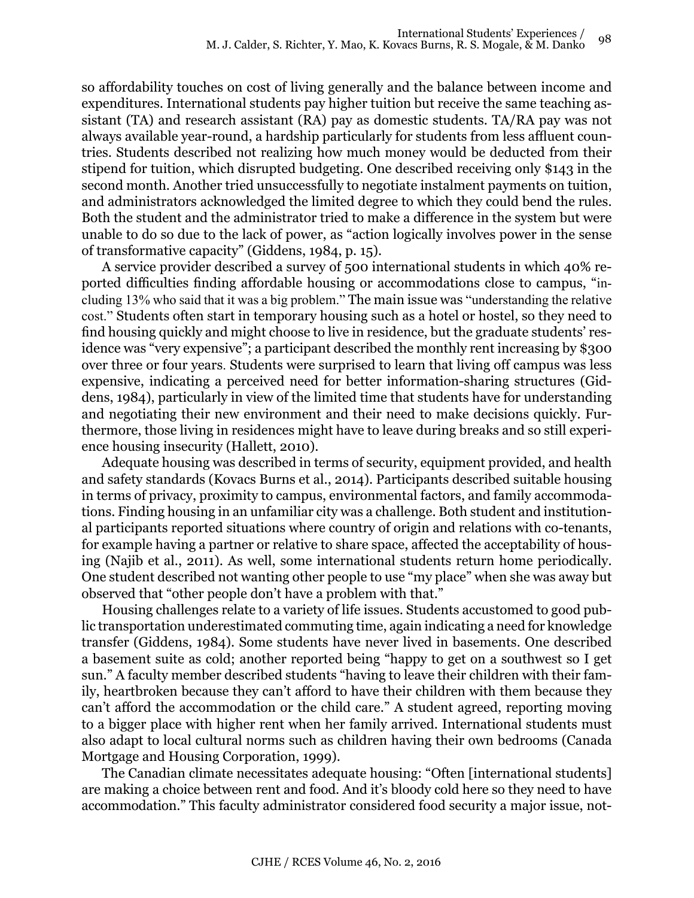so affordability touches on cost of living generally and the balance between income and expenditures. International students pay higher tuition but receive the same teaching assistant (TA) and research assistant (RA) pay as domestic students. TA/RA pay was not always available year-round, a hardship particularly for students from less affluent countries. Students described not realizing how much money would be deducted from their stipend for tuition, which disrupted budgeting. One described receiving only $143 in the second month. Another tried unsuccessfully to negotiate instalment payments on tuition, and administrators acknowledged the limited degree to which they could bend the rules. Both the student and the administrator tried to make a difference in the system but were unable to do so due to the lack of power, as "action logically involves power in the sense of transformative capacity" (Giddens, 1984, p. 15).

A service provider described a survey of 500 international students in which 40% reported difficulties finding affordable housing or accommodations close to campus, "including 13% who said that it was a big problem." The main issue was "understanding the relative cost." Students often start in temporary housing such as a hotel or hostel, so they need to find housing quickly and might choose to live in residence, but the graduate students' residence was "very expensive"; a participant described the monthly rent increasing by $300 over three or four years. Students were surprised to learn that living off campus was less expensive, indicating a perceived need for better information-sharing structures (Giddens, 1984), particularly in view of the limited time that students have for understanding and negotiating their new environment and their need to make decisions quickly. Furthermore, those living in residences might have to leave during breaks and so still experience housing insecurity (Hallett, 2010).

Adequate housing was described in terms of security, equipment provided, and health and safety standards (Kovacs Burns et al., 2014). Participants described suitable housing in terms of privacy, proximity to campus, environmental factors, and family accommodations. Finding housing in an unfamiliar city was a challenge. Both student and institutional participants reported situations where country of origin and relations with co-tenants, for example having a partner or relative to share space, affected the acceptability of housing (Najib et al., 2011). As well, some international students return home periodically. One student described not wanting other people to use "my place" when she was away but observed that "other people don't have a problem with that."

Housing challenges relate to a variety of life issues. Students accustomed to good public transportation underestimated commuting time, again indicating a need for knowledge transfer (Giddens, 1984). Some students have never lived in basements. One described a basement suite as cold; another reported being "happy to get on a southwest so I get sun." A faculty member described students "having to leave their children with their family, heartbroken because they can't afford to have their children with them because they can't afford the accommodation or the child care." A student agreed, reporting moving to a bigger place with higher rent when her family arrived. International students must also adapt to local cultural norms such as children having their own bedrooms (Canada Mortgage and Housing Corporation, 1999).

The Canadian climate necessitates adequate housing: "Often [international students] are making a choice between rent and food. And it's bloody cold here so they need to have accommodation." This faculty administrator considered food security a major issue, not-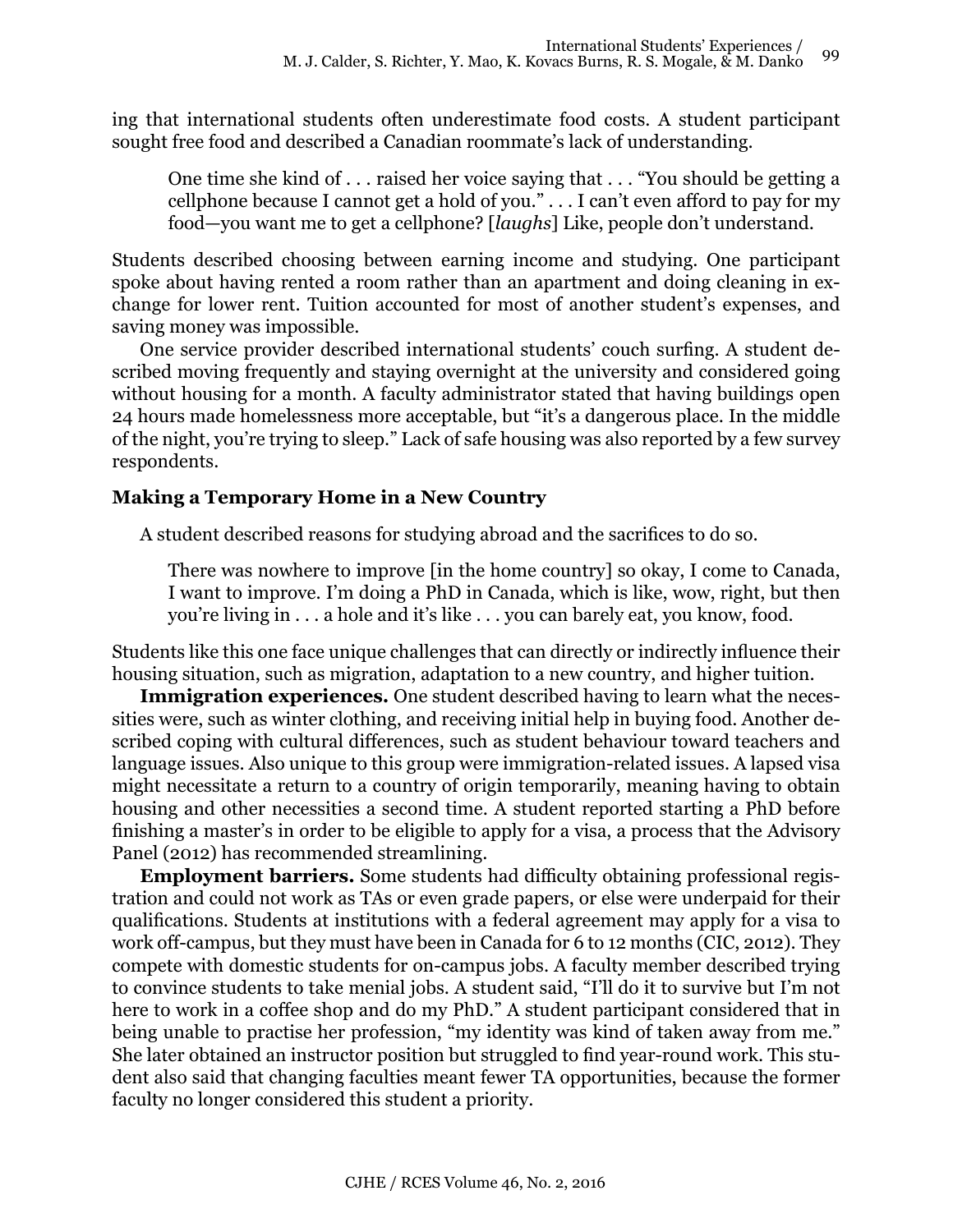ing that international students often underestimate food costs. A student participant sought free food and described a Canadian roommate's lack of understanding.

> One time she kind of . . . raised her voice saying that . . . "You should be getting a cellphone because I cannot get a hold of you." . . . I can't even afford to pay for my food—you want me to get a cellphone? [*laughs*] Like, people don't understand.

Students described choosing between earning income and studying. One participant spoke about having rented a room rather than an apartment and doing cleaning in exchange for lower rent. Tuition accounted for most of another student's expenses, and saving money was impossible.

One service provider described international students' couch surfing. A student described moving frequently and staying overnight at the university and considered going without housing for a month. A faculty administrator stated that having buildings open 24 hours made homelessness more acceptable, but "it's a dangerous place. In the middle of the night, you're trying to sleep." Lack of safe housing was also reported by a few survey respondents.

## Making a Temporary Home in a New Country

A student described reasons for studying abroad and the sacrifices to do so.

> There was nowhere to improve [in the home country] so okay, I come to Canada, I want to improve. I'm doing a PhD in Canada, which is like, wow, right, but then you're living in . . . a hole and it's like . . . you can barely eat, you know, food.

Students like this one face unique challenges that can directly or indirectly influence their housing situation, such as migration, adaptation to a new country, and higher tuition.

**Immigration experiences.** One student described having to learn what the necessities were, such as winter clothing, and receiving initial help in buying food. Another described coping with cultural differences, such as student behaviour toward teachers and language issues. Also unique to this group were immigration-related issues. A lapsed visa might necessitate a return to a country of origin temporarily, meaning having to obtain housing and other necessities a second time. A student reported starting a PhD before finishing a master's in order to be eligible to apply for a visa, a process that the Advisory Panel (2012) has recommended streamlining.

**Employment barriers.** Some students had difficulty obtaining professional registration and could not work as TAs or even grade papers, or else were underpaid for their qualifications. Students at institutions with a federal agreement may apply for a visa to work off-campus, but they must have been in Canada for 6 to 12 months (CIC, 2012). They compete with domestic students for on-campus jobs. A faculty member described trying to convince students to take menial jobs. A student said, "I'll do it to survive but I'm not here to work in a coffee shop and do my PhD." A student participant considered that in being unable to practise her profession, "my identity was kind of taken away from me." She later obtained an instructor position but struggled to find year-round work. This student also said that changing faculties meant fewer TA opportunities, because the former faculty no longer considered this student a priority.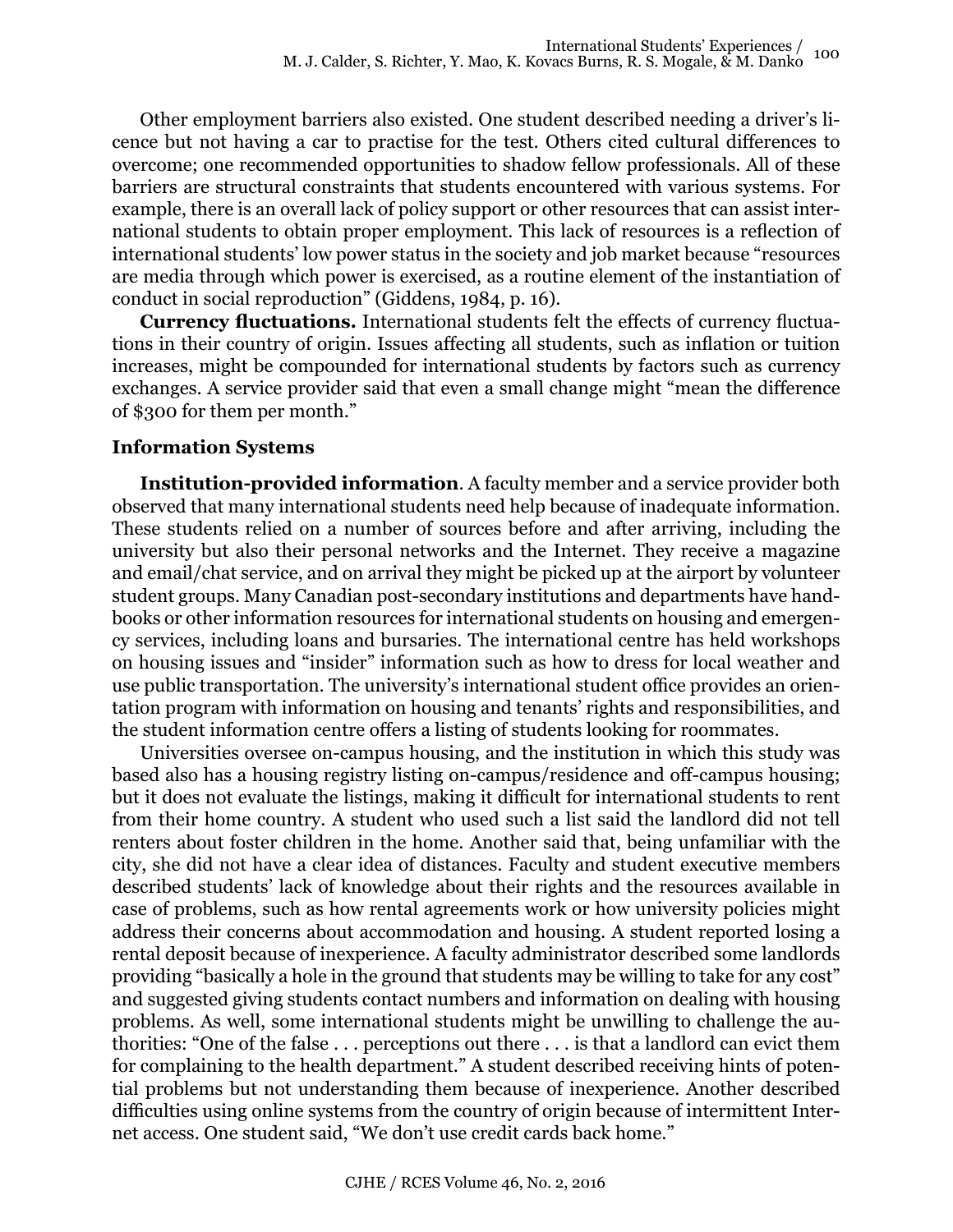Other employment barriers also existed. One student described needing a driver's licence but not having a car to practise for the test. Others cited cultural differences to overcome; one recommended opportunities to shadow fellow professionals. All of these barriers are structural constraints that students encountered with various systems. For example, there is an overall lack of policy support or other resources that can assist international students to obtain proper employment. This lack of resources is a reflection of international students' low power status in the society and job market because "resources are media through which power is exercised, as a routine element of the instantiation of conduct in social reproduction" (Giddens, 1984, p. 16).

**Currency fluctuations.** International students felt the effects of currency fluctuations in their country of origin. Issues affecting all students, such as inflation or tuition increases, might be compounded for international students by factors such as currency exchanges. A service provider said that even a small change might "mean the difference of $300 for them per month."

### Information Systems

**Institution-provided information**. A faculty member and a service provider both observed that many international students need help because of inadequate information. These students relied on a number of sources before and after arriving, including the university but also their personal networks and the Internet. They receive a magazine and email/chat service, and on arrival they might be picked up at the airport by volunteer student groups. Many Canadian post-secondary institutions and departments have handbooks or other information resources for international students on housing and emergency services, including loans and bursaries. The international centre has held workshops on housing issues and "insider" information such as how to dress for local weather and use public transportation. The university's international student office provides an orientation program with information on housing and tenants' rights and responsibilities, and the student information centre offers a listing of students looking for roommates.

Universities oversee on-campus housing, and the institution in which this study was based also has a housing registry listing on-campus/residence and off-campus housing; but it does not evaluate the listings, making it difficult for international students to rent from their home country. A student who used such a list said the landlord did not tell renters about foster children in the home. Another said that, being unfamiliar with the city, she did not have a clear idea of distances. Faculty and student executive members described students' lack of knowledge about their rights and the resources available in case of problems, such as how rental agreements work or how university policies might address their concerns about accommodation and housing. A student reported losing a rental deposit because of inexperience. A faculty administrator described some landlords providing "basically a hole in the ground that students may be willing to take for any cost" and suggested giving students contact numbers and information on dealing with housing problems. As well, some international students might be unwilling to challenge the authorities: "One of the false . . . perceptions out there . . . is that a landlord can evict them for complaining to the health department." A student described receiving hints of potential problems but not understanding them because of inexperience. Another described difficulties using online systems from the country of origin because of intermittent Internet access. One student said, "We don't use credit cards back home."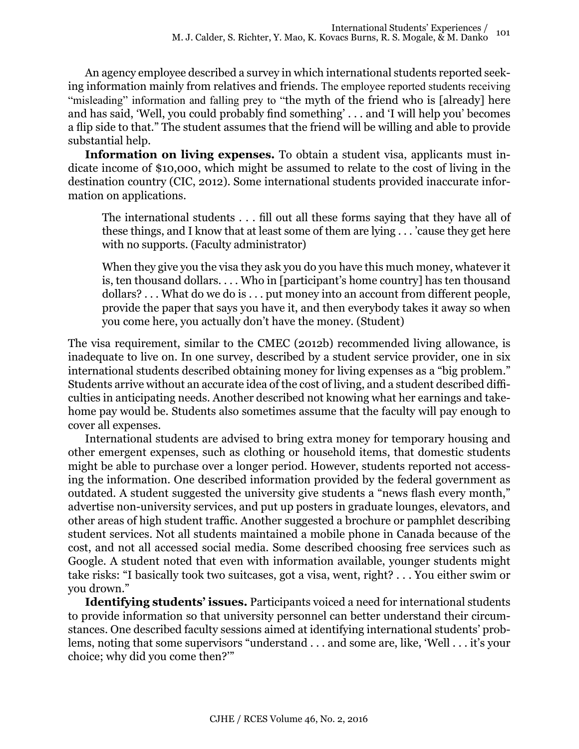An agency employee described a survey in which international students reported seeking information mainly from relatives and friends. The employee reported students receiving "misleading" information and falling prey to "the myth of the friend who is [already] here and has said, 'Well, you could probably find something' . . . and 'I will help you' becomes a flip side to that." The student assumes that the friend will be willing and able to provide substantial help.

**Information on living expenses.** To obtain a student visa, applicants must indicate income of $10,000, which might be assumed to relate to the cost of living in the destination country (CIC, 2012). Some international students provided inaccurate information on applications.

> The international students . . . fill out all these forms saying that they have all of these things, and I know that at least some of them are lying . . . 'cause they get here with no supports. (Faculty administrator)

> When they give you the visa they ask you do you have this much money, whatever it is, ten thousand dollars. . . . Who in [participant's home country] has ten thousand dollars? . . . What do we do is . . . put money into an account from different people, provide the paper that says you have it, and then everybody takes it away so when you come here, you actually don't have the money. (Student)

The visa requirement, similar to the CMEC (2012b) recommended living allowance, is inadequate to live on. In one survey, described by a student service provider, one in six international students described obtaining money for living expenses as a "big problem." Students arrive without an accurate idea of the cost of living, and a student described difficulties in anticipating needs. Another described not knowing what her earnings and take-home pay would be. Students also sometimes assume that the faculty will pay enough to cover all expenses.

International students are advised to bring extra money for temporary housing and other emergent expenses, such as clothing or household items, that domestic students might be able to purchase over a longer period. However, students reported not accessing the information. One described information provided by the federal government as outdated. A student suggested the university give students a "news flash every month," advertise non-university services, and put up posters in graduate lounges, elevators, and other areas of high student traffic. Another suggested a brochure or pamphlet describing student services. Not all students maintained a mobile phone in Canada because of the cost, and not all accessed social media. Some described choosing free services such as Google. A student noted that even with information available, younger students might take risks: "I basically took two suitcases, got a visa, went, right? . . . You either swim or you drown."

**Identifying students' issues.** Participants voiced a need for international students to provide information so that university personnel can better understand their circumstances. One described faculty sessions aimed at identifying international students' problems, noting that some supervisors "understand . . . and some are, like, 'Well . . . it's your choice; why did you come then?'"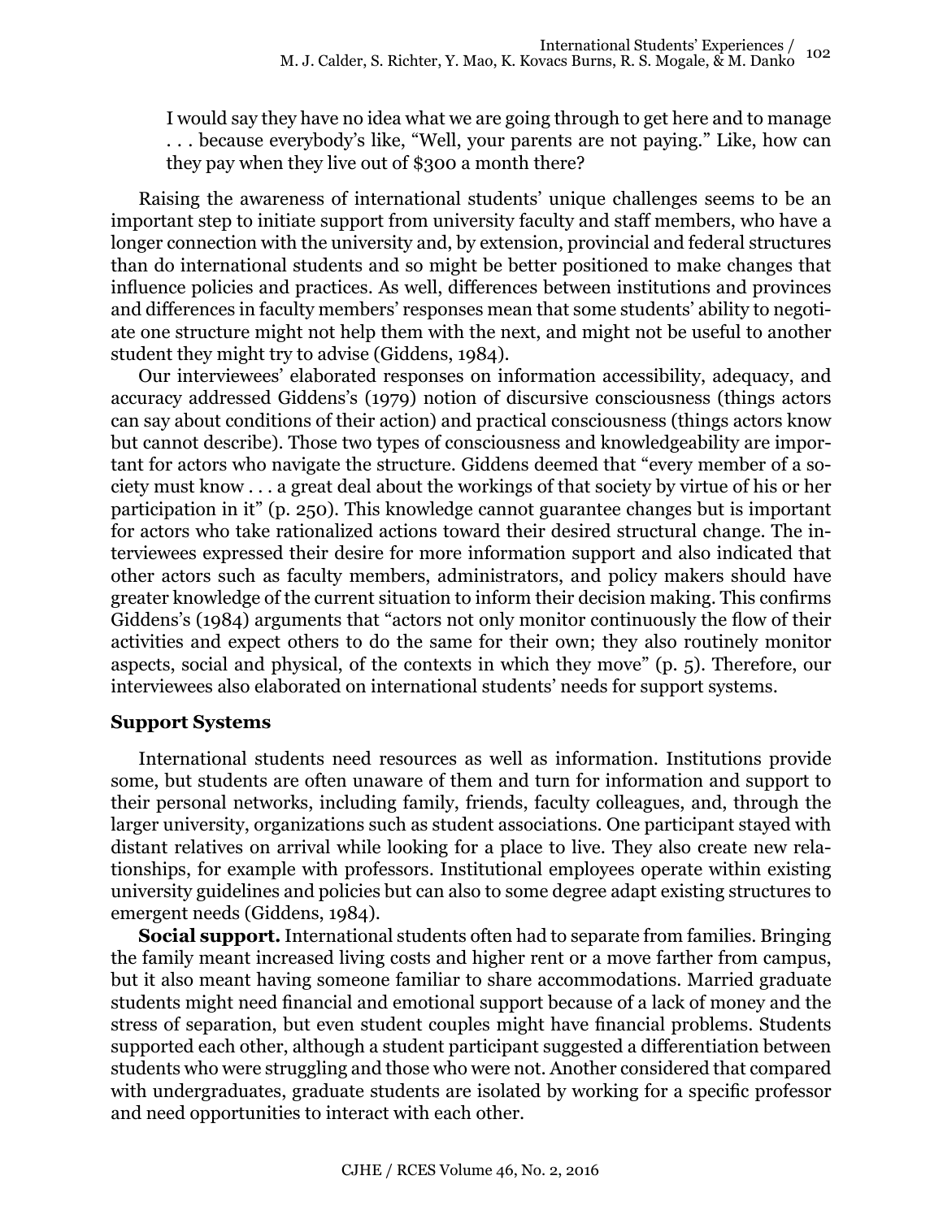> I would say they have no idea what we are going through to get here and to manage . . . because everybody's like, "Well, your parents are not paying." Like, how can they pay when they live out of $300 a month there?

Raising the awareness of international students' unique challenges seems to be an important step to initiate support from university faculty and staff members, who have a longer connection with the university and, by extension, provincial and federal structures than do international students and so might be better positioned to make changes that influence policies and practices. As well, differences between institutions and provinces and differences in faculty members' responses mean that some students' ability to negotiate one structure might not help them with the next, and might not be useful to another student they might try to advise (Giddens, 1984).

Our interviewees' elaborated responses on information accessibility, adequacy, and accuracy addressed Giddens's (1979) notion of discursive consciousness (things actors can say about conditions of their action) and practical consciousness (things actors know but cannot describe). Those two types of consciousness and knowledgeability are important for actors who navigate the structure. Giddens deemed that "every member of a society must know . . . a great deal about the workings of that society by virtue of his or her participation in it" (p. 250). This knowledge cannot guarantee changes but is important for actors who take rationalized actions toward their desired structural change. The interviewees expressed their desire for more information support and also indicated that other actors such as faculty members, administrators, and policy makers should have greater knowledge of the current situation to inform their decision making. This confirms Giddens's (1984) arguments that "actors not only monitor continuously the flow of their activities and expect others to do the same for their own; they also routinely monitor aspects, social and physical, of the contexts in which they move" (p. 5). Therefore, our interviewees also elaborated on international students' needs for support systems.

### Support Systems

International students need resources as well as information. Institutions provide some, but students are often unaware of them and turn for information and support to their personal networks, including family, friends, faculty colleagues, and, through the larger university, organizations such as student associations. One participant stayed with distant relatives on arrival while looking for a place to live. They also create new relationships, for example with professors. Institutional employees operate within existing university guidelines and policies but can also to some degree adapt existing structures to emergent needs (Giddens, 1984).

**Social support.** International students often had to separate from families. Bringing the family meant increased living costs and higher rent or a move farther from campus, but it also meant having someone familiar to share accommodations. Married graduate students might need financial and emotional support because of a lack of money and the stress of separation, but even student couples might have financial problems. Students supported each other, although a student participant suggested a differentiation between students who were struggling and those who were not. Another considered that compared with undergraduates, graduate students are isolated by working for a specific professor and need opportunities to interact with each other.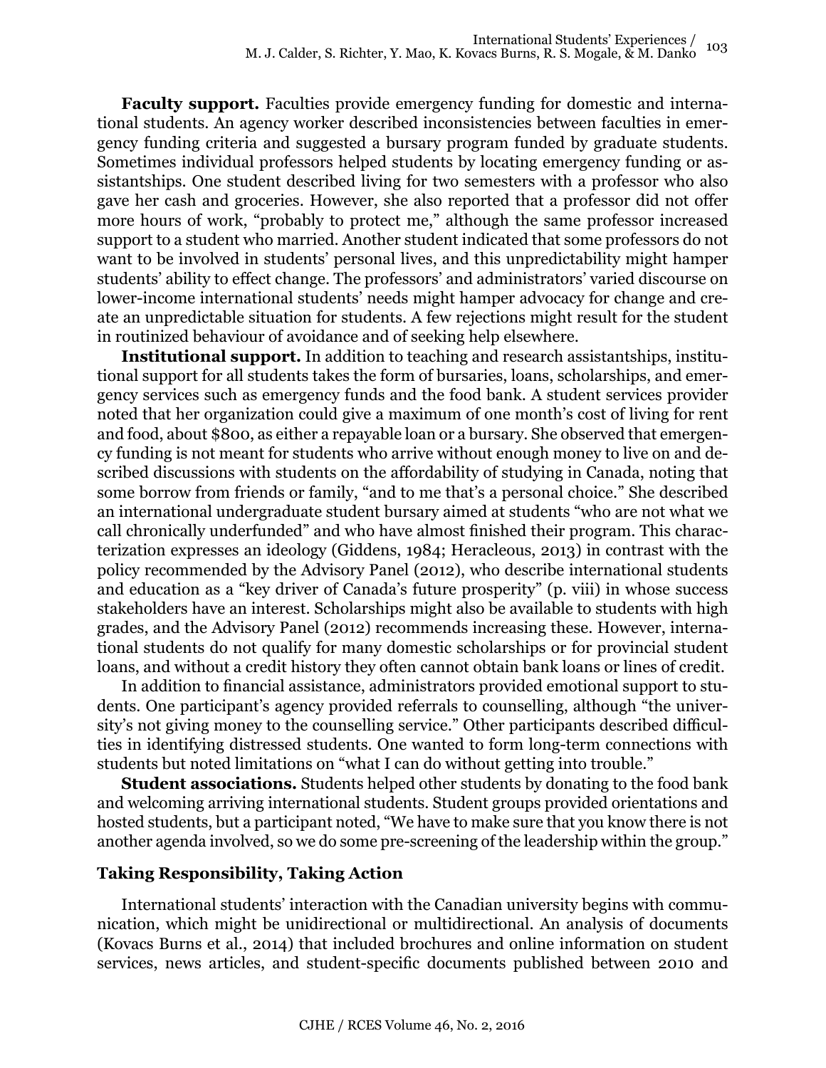**Faculty support.** Faculties provide emergency funding for domestic and international students. An agency worker described inconsistencies between faculties in emergency funding criteria and suggested a bursary program funded by graduate students. Sometimes individual professors helped students by locating emergency funding or assistantships. One student described living for two semesters with a professor who also gave her cash and groceries. However, she also reported that a professor did not offer more hours of work, "probably to protect me," although the same professor increased support to a student who married. Another student indicated that some professors do not want to be involved in students' personal lives, and this unpredictability might hamper students' ability to effect change. The professors' and administrators' varied discourse on lower-income international students' needs might hamper advocacy for change and create an unpredictable situation for students. A few rejections might result for the student in routinized behaviour of avoidance and of seeking help elsewhere.

**Institutional support.** In addition to teaching and research assistantships, institutional support for all students takes the form of bursaries, loans, scholarships, and emergency services such as emergency funds and the food bank. A student services provider noted that her organization could give a maximum of one month's cost of living for rent and food, about $800, as either a repayable loan or a bursary. She observed that emergency funding is not meant for students who arrive without enough money to live on and described discussions with students on the affordability of studying in Canada, noting that some borrow from friends or family, "and to me that's a personal choice." She described an international undergraduate student bursary aimed at students "who are not what we call chronically underfunded" and who have almost finished their program. This characterization expresses an ideology (Giddens, 1984; Heracleous, 2013) in contrast with the policy recommended by the Advisory Panel (2012), who describe international students and education as a "key driver of Canada's future prosperity" (p. viii) in whose success stakeholders have an interest. Scholarships might also be available to students with high grades, and the Advisory Panel (2012) recommends increasing these. However, international students do not qualify for many domestic scholarships or for provincial student loans, and without a credit history they often cannot obtain bank loans or lines of credit.

In addition to financial assistance, administrators provided emotional support to students. One participant's agency provided referrals to counselling, although "the university's not giving money to the counselling service." Other participants described difficulties in identifying distressed students. One wanted to form long-term connections with students but noted limitations on "what I can do without getting into trouble."

**Student associations.** Students helped other students by donating to the food bank and welcoming arriving international students. Student groups provided orientations and hosted students, but a participant noted, "We have to make sure that you know there is not another agenda involved, so we do some pre-screening of the leadership within the group."

## Taking Responsibility, Taking Action

International students' interaction with the Canadian university begins with communication, which might be unidirectional or multidirectional. An analysis of documents (Kovacs Burns et al., 2014) that included brochures and online information on student services, news articles, and student-specific documents published between 2010 and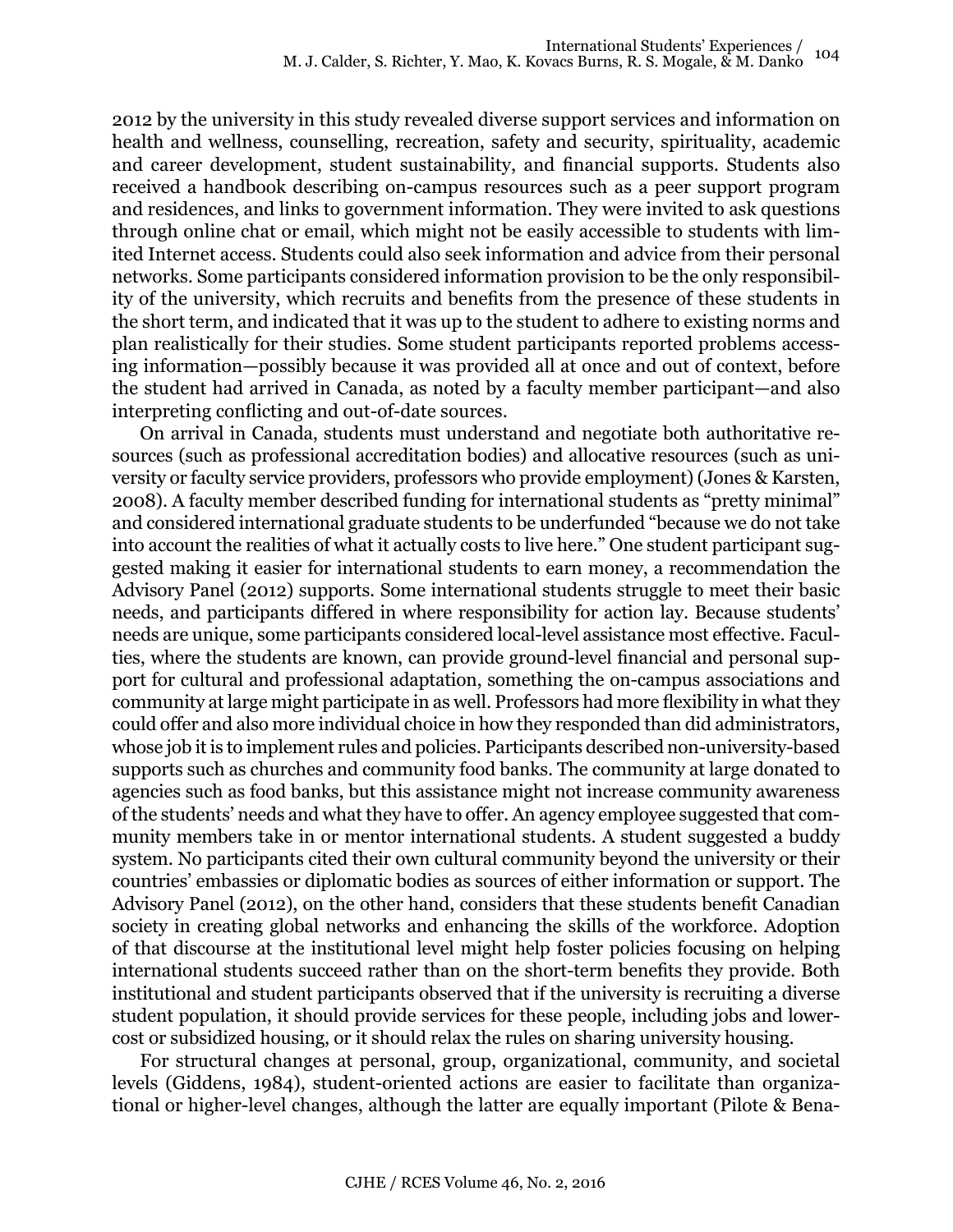2012 by the university in this study revealed diverse support services and information on health and wellness, counselling, recreation, safety and security, spirituality, academic and career development, student sustainability, and financial supports. Students also received a handbook describing on-campus resources such as a peer support program and residences, and links to government information. They were invited to ask questions through online chat or email, which might not be easily accessible to students with limited Internet access. Students could also seek information and advice from their personal networks. Some participants considered information provision to be the only responsibility of the university, which recruits and benefits from the presence of these students in the short term, and indicated that it was up to the student to adhere to existing norms and plan realistically for their studies. Some student participants reported problems accessing information—possibly because it was provided all at once and out of context, before the student had arrived in Canada, as noted by a faculty member participant—and also interpreting conflicting and out-of-date sources.

On arrival in Canada, students must understand and negotiate both authoritative resources (such as professional accreditation bodies) and allocative resources (such as university or faculty service providers, professors who provide employment) (Jones & Karsten, 2008). A faculty member described funding for international students as "pretty minimal" and considered international graduate students to be underfunded "because we do not take into account the realities of what it actually costs to live here." One student participant suggested making it easier for international students to earn money, a recommendation the Advisory Panel (2012) supports. Some international students struggle to meet their basic needs, and participants differed in where responsibility for action lay. Because students' needs are unique, some participants considered local-level assistance most effective. Faculties, where the students are known, can provide ground-level financial and personal support for cultural and professional adaptation, something the on-campus associations and community at large might participate in as well. Professors had more flexibility in what they could offer and also more individual choice in how they responded than did administrators, whose job it is to implement rules and policies. Participants described non-university-based supports such as churches and community food banks. The community at large donated to agencies such as food banks, but this assistance might not increase community awareness of the students' needs and what they have to offer. An agency employee suggested that community members take in or mentor international students. A student suggested a buddy system. No participants cited their own cultural community beyond the university or their countries' embassies or diplomatic bodies as sources of either information or support. The Advisory Panel (2012), on the other hand, considers that these students benefit Canadian society in creating global networks and enhancing the skills of the workforce. Adoption of that discourse at the institutional level might help foster policies focusing on helping international students succeed rather than on the short-term benefits they provide. Both institutional and student participants observed that if the university is recruiting a diverse student population, it should provide services for these people, including jobs and lower-cost or subsidized housing, or it should relax the rules on sharing university housing.

For structural changes at personal, group, organizational, community, and societal levels (Giddens, 1984), student-oriented actions are easier to facilitate than organizational or higher-level changes, although the latter are equally important (Pilote & Bena-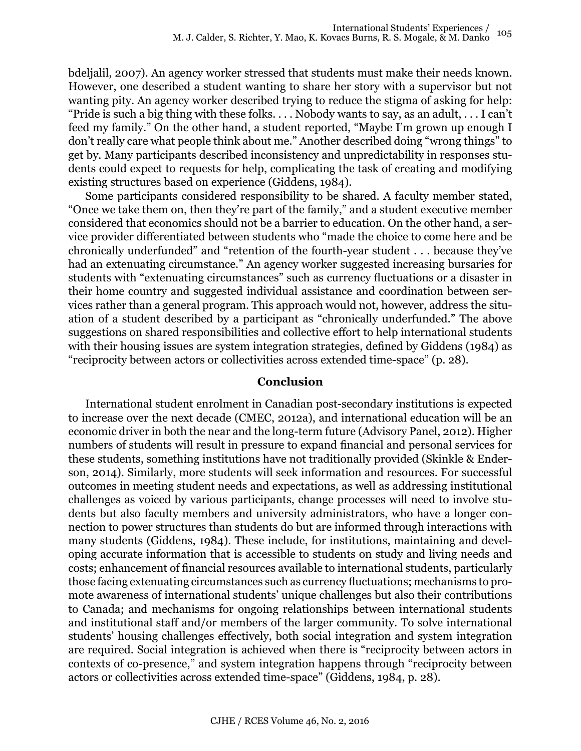bdeljalil, 2007). An agency worker stressed that students must make their needs known. However, one described a student wanting to share her story with a supervisor but not wanting pity. An agency worker described trying to reduce the stigma of asking for help: "Pride is such a big thing with these folks. . . . Nobody wants to say, as an adult, . . . I can't feed my family." On the other hand, a student reported, "Maybe I'm grown up enough I don't really care what people think about me." Another described doing "wrong things" to get by. Many participants described inconsistency and unpredictability in responses students could expect to requests for help, complicating the task of creating and modifying existing structures based on experience (Giddens, 1984).

Some participants considered responsibility to be shared. A faculty member stated, "Once we take them on, then they're part of the family," and a student executive member considered that economics should not be a barrier to education. On the other hand, a service provider differentiated between students who "made the choice to come here and be chronically underfunded" and "retention of the fourth-year student . . . because they've had an extenuating circumstance." An agency worker suggested increasing bursaries for students with "extenuating circumstances" such as currency fluctuations or a disaster in their home country and suggested individual assistance and coordination between services rather than a general program. This approach would not, however, address the situation of a student described by a participant as "chronically underfunded." The above suggestions on shared responsibilities and collective effort to help international students with their housing issues are system integration strategies, defined by Giddens (1984) as "reciprocity between actors or collectivities across extended time-space" (p. 28).

## Conclusion

International student enrolment in Canadian post-secondary institutions is expected to increase over the next decade (CMEC, 2012a), and international education will be an economic driver in both the near and the long-term future (Advisory Panel, 2012). Higher numbers of students will result in pressure to expand financial and personal services for these students, something institutions have not traditionally provided (Skinkle & Enderson, 2014). Similarly, more students will seek information and resources. For successful outcomes in meeting student needs and expectations, as well as addressing institutional challenges as voiced by various participants, change processes will need to involve students but also faculty members and university administrators, who have a longer connection to power structures than students do but are informed through interactions with many students (Giddens, 1984). These include, for institutions, maintaining and developing accurate information that is accessible to students on study and living needs and costs; enhancement of financial resources available to international students, particularly those facing extenuating circumstances such as currency fluctuations; mechanisms to promote awareness of international students' unique challenges but also their contributions to Canada; and mechanisms for ongoing relationships between international students and institutional staff and/or members of the larger community. To solve international students' housing challenges effectively, both social integration and system integration are required. Social integration is achieved when there is "reciprocity between actors in contexts of co-presence," and system integration happens through "reciprocity between actors or collectivities across extended time-space" (Giddens, 1984, p. 28).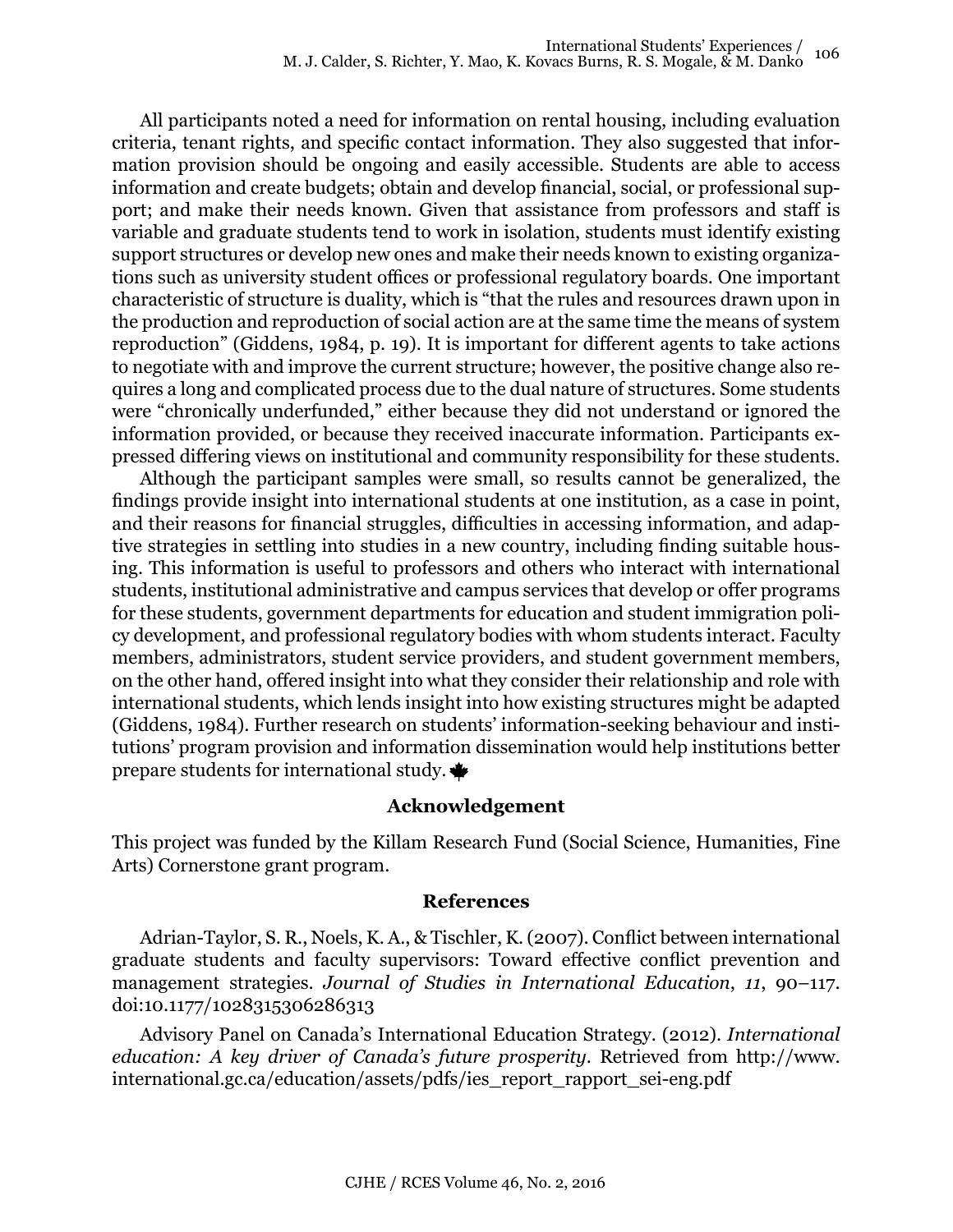All participants noted a need for information on rental housing, including evaluation criteria, tenant rights, and specific contact information. They also suggested that information provision should be ongoing and easily accessible. Students are able to access information and create budgets; obtain and develop financial, social, or professional support; and make their needs known. Given that assistance from professors and staff is variable and graduate students tend to work in isolation, students must identify existing support structures or develop new ones and make their needs known to existing organizations such as university student offices or professional regulatory boards. One important characteristic of structure is duality, which is "that the rules and resources drawn upon in the production and reproduction of social action are at the same time the means of system reproduction" (Giddens, 1984, p. 19). It is important for different agents to take actions to negotiate with and improve the current structure; however, the positive change also requires a long and complicated process due to the dual nature of structures. Some students were "chronically underfunded," either because they did not understand or ignored the information provided, or because they received inaccurate information. Participants expressed differing views on institutional and community responsibility for these students.

Although the participant samples were small, so results cannot be generalized, the findings provide insight into international students at one institution, as a case in point, and their reasons for financial struggles, difficulties in accessing information, and adaptive strategies in settling into studies in a new country, including finding suitable housing. This information is useful to professors and others who interact with international students, institutional administrative and campus services that develop or offer programs for these students, government departments for education and student immigration policy development, and professional regulatory bodies with whom students interact. Faculty members, administrators, student service providers, and student government members, on the other hand, offered insight into what they consider their relationship and role with international students, which lends insight into how existing structures might be adapted (Giddens, 1984). Further research on students' information-seeking behaviour and institutions' program provision and information dissemination would help institutions better prepare students for international study.

## Acknowledgement

This project was funded by the Killam Research Fund (Social Science, Humanities, Fine Arts) Cornerstone grant program.

## References

Adrian-Taylor, S. R., Noels, K. A., & Tischler, K. (2007). Conflict between international graduate students and faculty supervisors: Toward effective conflict prevention and management strategies. *Journal of Studies in International Education*, *11*, 90–117. doi:10.1177/1028315306286313

Advisory Panel on Canada's International Education Strategy. (2012). *International education: A key driver of Canada's future prosperity*. Retrieved from http://www.international.gc.ca/education/assets/pdfs/ies_report_rapport_sei-eng.pdf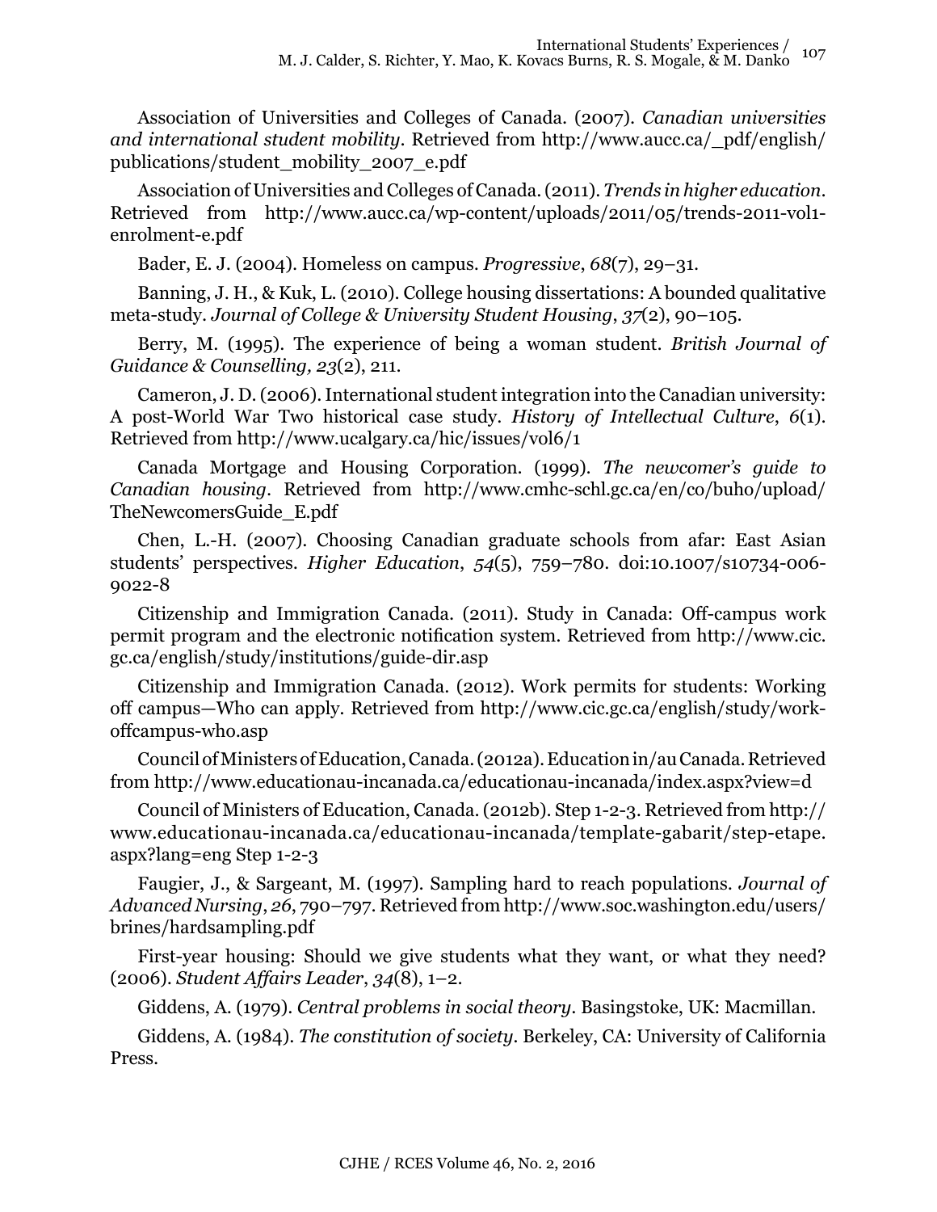Association of Universities and Colleges of Canada. (2007). *Canadian universities and international student mobility*. Retrieved from http://www.aucc.ca/_pdf/english/publications/student_mobility_2007_e.pdf

Association of Universities and Colleges of Canada. (2011). *Trends in higher education*. Retrieved from http://www.aucc.ca/wp-content/uploads/2011/05/trends-2011-vol1-enrolment-e.pdf

Bader, E. J. (2004). Homeless on campus. *Progressive*, *68*(7), 29–31.

Banning, J. H., & Kuk, L. (2010). College housing dissertations: A bounded qualitative meta-study. *Journal of College & University Student Housing*, *37*(2), 90–105.

Berry, M. (1995). The experience of being a woman student. *British Journal of Guidance & Counselling, 23*(2), 211.

Cameron, J. D. (2006). International student integration into the Canadian university: A post-World War Two historical case study. *History of Intellectual Culture*, *6*(1). Retrieved from http://www.ucalgary.ca/hic/issues/vol6/1

Canada Mortgage and Housing Corporation. (1999). *The newcomer's guide to Canadian housing*. Retrieved from http://www.cmhc-schl.gc.ca/en/co/buho/upload/TheNewcomersGuide_E.pdf

Chen, L.-H. (2007). Choosing Canadian graduate schools from afar: East Asian students' perspectives. *Higher Education*, *54*(5), 759–780. doi:10.1007/s10734-006-9022-8

Citizenship and Immigration Canada. (2011). Study in Canada: Off-campus work permit program and the electronic notification system. Retrieved from http://www.cic.gc.ca/english/study/institutions/guide-dir.asp

Citizenship and Immigration Canada. (2012). Work permits for students: Working off campus—Who can apply. Retrieved from http://www.cic.gc.ca/english/study/work-offcampus-who.asp

Council of Ministers of Education, Canada. (2012a). Education in/au Canada. Retrieved from http://www.educationau-incanada.ca/educationau-incanada/index.aspx?view=d

Council of Ministers of Education, Canada. (2012b). Step 1-2-3. Retrieved from http://www.educationau-incanada.ca/educationau-incanada/template-gabarit/step-etape.aspx?lang=eng Step 1-2-3

Faugier, J., & Sargeant, M. (1997). Sampling hard to reach populations. *Journal of Advanced Nursing*, *26*, 790–797. Retrieved from http://www.soc.washington.edu/users/brines/hardsampling.pdf

First-year housing: Should we give students what they want, or what they need? (2006). *Student Affairs Leader*, *34*(8), 1–2.

Giddens, A. (1979). *Central problems in social theory*. Basingstoke, UK: Macmillan.

Giddens, A. (1984). *The constitution of society*. Berkeley, CA: University of California Press.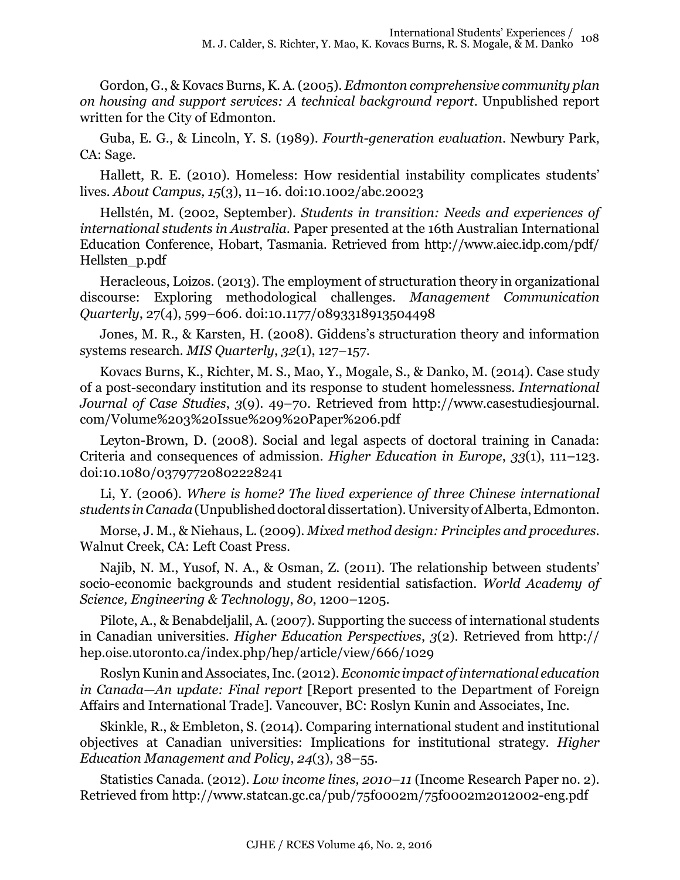Gordon, G., & Kovacs Burns, K. A. (2005). *Edmonton comprehensive community plan on housing and support services: A technical background report*. Unpublished report written for the City of Edmonton.

Guba, E. G., & Lincoln, Y. S. (1989). *Fourth-generation evaluation*. Newbury Park, CA: Sage.

Hallett, R. E. (2010). Homeless: How residential instability complicates students' lives. *About Campus, 15*(3), 11–16. doi:10.1002/abc.20023

Hellstén, M. (2002, September). *Students in transition: Needs and experiences of international students in Australia*. Paper presented at the 16th Australian International Education Conference, Hobart, Tasmania. Retrieved from http://www.aiec.idp.com/pdf/Hellsten_p.pdf

Heracleous, Loizos. (2013). The employment of structuration theory in organizational discourse: Exploring methodological challenges. *Management Communication Quarterly*, 27(4), 599–606. doi:10.1177/0893318913504498

Jones, M. R., & Karsten, H. (2008). Giddens's structuration theory and information systems research. *MIS Quarterly*, *32*(1), 127–157.

Kovacs Burns, K., Richter, M. S., Mao, Y., Mogale, S., & Danko, M. (2014). Case study of a post-secondary institution and its response to student homelessness. *International Journal of Case Studies*, *3*(9). 49–70. Retrieved from http://www.casestudiesjournal.com/Volume%203%20Issue%209%20Paper%206.pdf

Leyton-Brown, D. (2008). Social and legal aspects of doctoral training in Canada: Criteria and consequences of admission. *Higher Education in Europe*, *33*(1), 111–123. doi:10.1080/03797720802228241

Li, Y. (2006). *Where is home? The lived experience of three Chinese international students in Canada* (Unpublished doctoral dissertation). University of Alberta, Edmonton.

Morse, J. M., & Niehaus, L. (2009). *Mixed method design: Principles and procedures*. Walnut Creek, CA: Left Coast Press.

Najib, N. M., Yusof, N. A., & Osman, Z. (2011). The relationship between students' socio-economic backgrounds and student residential satisfaction. *World Academy of Science, Engineering & Technology*, *80*, 1200–1205.

Pilote, A., & Benabdeljalil, A. (2007). Supporting the success of international students in Canadian universities. *Higher Education Perspectives*, *3*(2). Retrieved from http://hep.oise.utoronto.ca/index.php/hep/article/view/666/1029

Roslyn Kunin and Associates, Inc. (2012). *Economic impact of international education in Canada—An update: Final report* [Report presented to the Department of Foreign Affairs and International Trade]. Vancouver, BC: Roslyn Kunin and Associates, Inc.

Skinkle, R., & Embleton, S. (2014). Comparing international student and institutional objectives at Canadian universities: Implications for institutional strategy. *Higher Education Management and Policy*, *24*(3), 38–55.

Statistics Canada. (2012). *Low income lines, 2010–11* (Income Research Paper no. 2). Retrieved from http://www.statcan.gc.ca/pub/75f0002m/75f0002m2012002-eng.pdf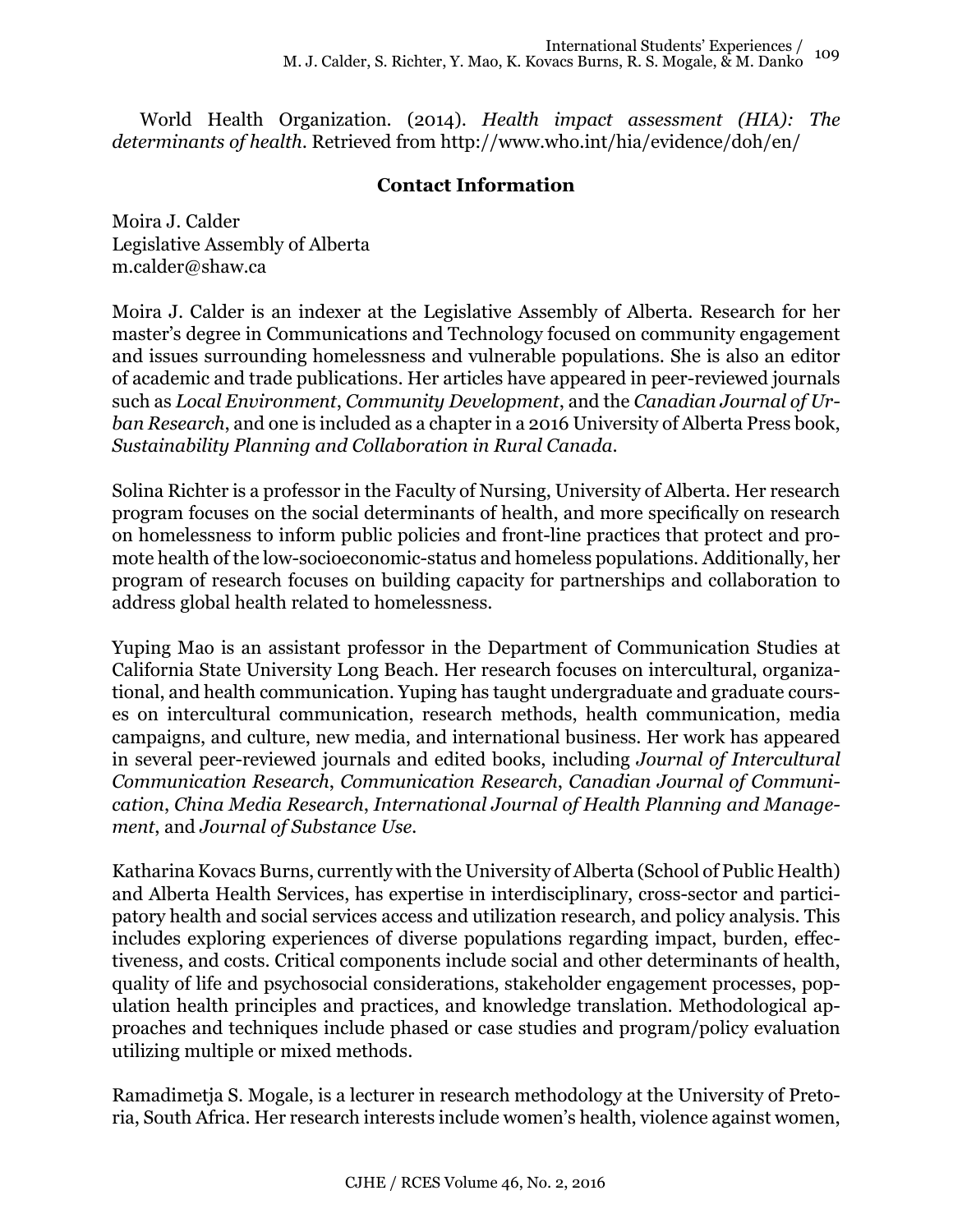World Health Organization. (2014). *Health impact assessment (HIA): The determinants of health*. Retrieved from http://www.who.int/hia/evidence/doh/en/

## Contact Information

Moira J. Calder
Legislative Assembly of Alberta
m.calder@shaw.ca

Moira J. Calder is an indexer at the Legislative Assembly of Alberta. Research for her master's degree in Communications and Technology focused on community engagement and issues surrounding homelessness and vulnerable populations. She is also an editor of academic and trade publications. Her articles have appeared in peer-reviewed journals such as *Local Environment*, *Community Development*, and the *Canadian Journal of Urban Research*, and one is included as a chapter in a 2016 University of Alberta Press book, *Sustainability Planning and Collaboration in Rural Canada*.

Solina Richter is a professor in the Faculty of Nursing, University of Alberta. Her research program focuses on the social determinants of health, and more specifically on research on homelessness to inform public policies and front-line practices that protect and promote health of the low-socioeconomic-status and homeless populations. Additionally, her program of research focuses on building capacity for partnerships and collaboration to address global health related to homelessness.

Yuping Mao is an assistant professor in the Department of Communication Studies at California State University Long Beach. Her research focuses on intercultural, organizational, and health communication. Yuping has taught undergraduate and graduate courses on intercultural communication, research methods, health communication, media campaigns, and culture, new media, and international business. Her work has appeared in several peer-reviewed journals and edited books, including *Journal of Intercultural Communication Research*, *Communication Research*, *Canadian Journal of Communication*, *China Media Research*, *International Journal of Health Planning and Management*, and *Journal of Substance Use*.

Katharina Kovacs Burns, currently with the University of Alberta (School of Public Health) and Alberta Health Services, has expertise in interdisciplinary, cross-sector and participatory health and social services access and utilization research, and policy analysis. This includes exploring experiences of diverse populations regarding impact, burden, effectiveness, and costs. Critical components include social and other determinants of health, quality of life and psychosocial considerations, stakeholder engagement processes, population health principles and practices, and knowledge translation. Methodological approaches and techniques include phased or case studies and program/policy evaluation utilizing multiple or mixed methods.

Ramadimetja S. Mogale, is a lecturer in research methodology at the University of Pretoria, South Africa. Her research interests include women's health, violence against women,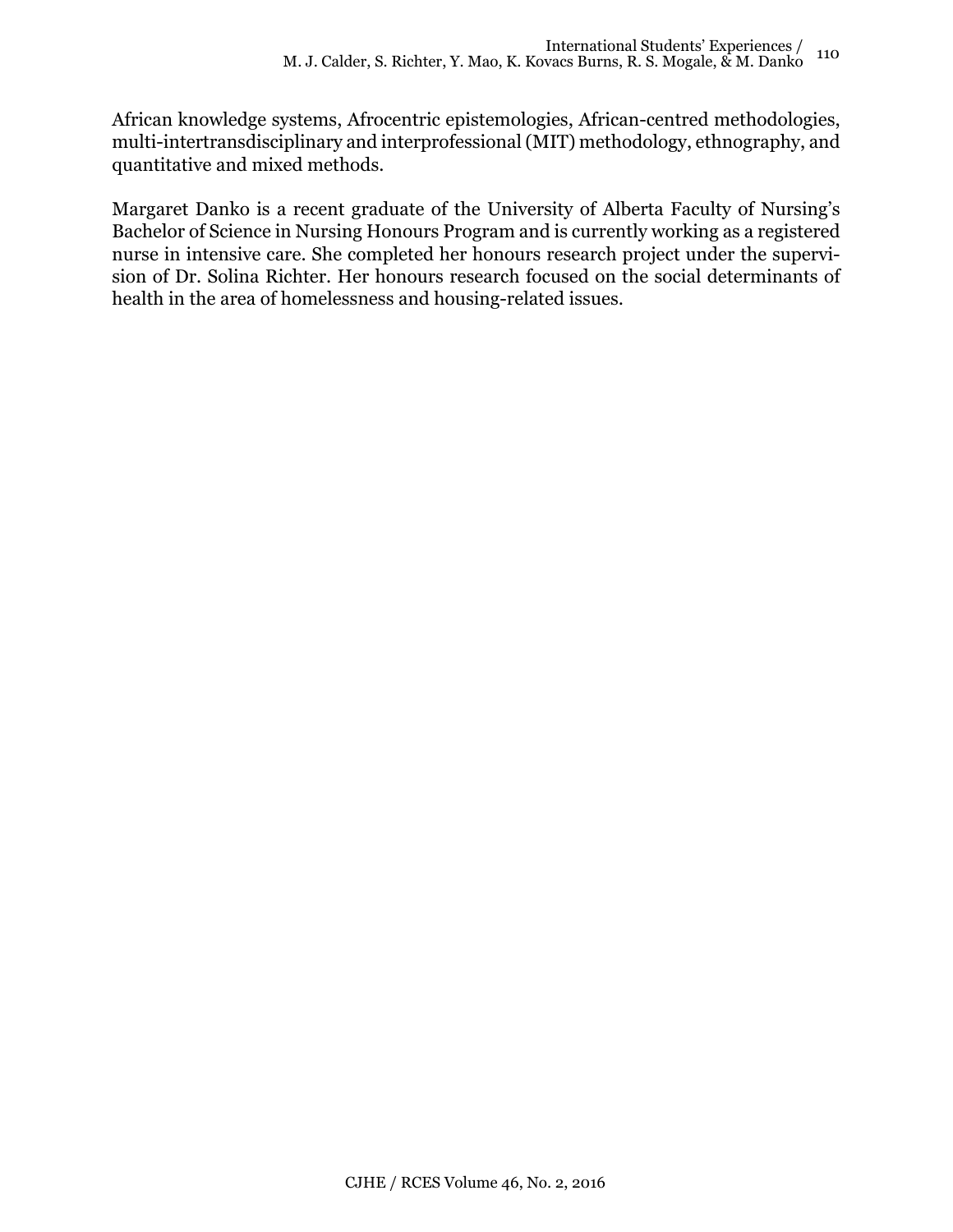African knowledge systems, Afrocentric epistemologies, African-centred methodologies, multi-intertransdisciplinary and interprofessional (MIT) methodology, ethnography, and quantitative and mixed methods.

Margaret Danko is a recent graduate of the University of Alberta Faculty of Nursing's Bachelor of Science in Nursing Honours Program and is currently working as a registered nurse in intensive care. She completed her honours research project under the supervision of Dr. Solina Richter. Her honours research focused on the social determinants of health in the area of homelessness and housing-related issues.